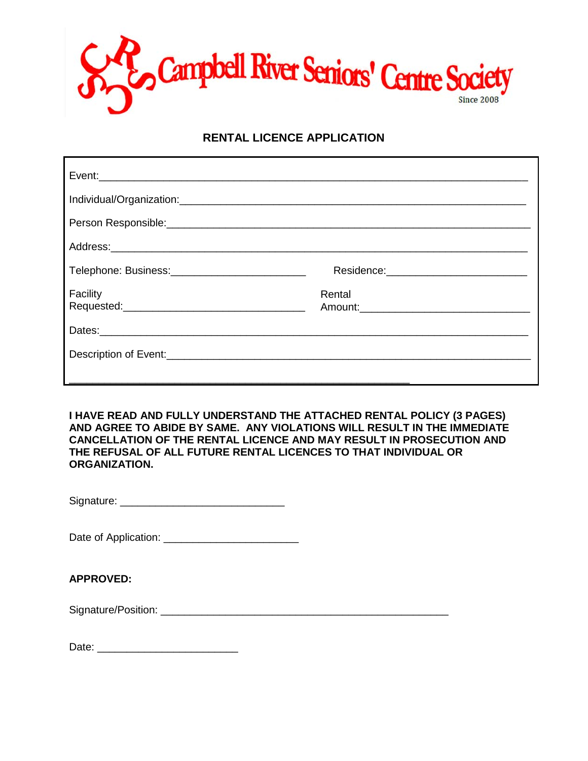# Campbell River Seniors' Centre Society

Since 2008

## RENTAL LICENCE APPLICATION

Event:_______________________________________________________________

Individual/Organization:_______________________________________________

Person Responsible:__________________________________________________

Address:_____________________________________________________________

Telephone: Business:______________________ Residence:______________________

Facility Requested:___________________________ Rental Amount:___________________________

Dates:_______________________________________________________________

Description of Event:__________________________________________________

_____________________________________________________

**I HAVE READ AND FULLY UNDERSTAND THE ATTACHED RENTAL POLICY (3 PAGES) AND AGREE TO ABIDE BY SAME. ANY VIOLATIONS WILL RESULT IN THE IMMEDIATE CANCELLATION OF THE RENTAL LICENCE AND MAY RESULT IN PROSECUTION AND THE REFUSAL OF ALL FUTURE RENTAL LICENCES TO THAT INDIVIDUAL OR ORGANIZATION.**

Signature: ___________________________

Date of Application: ______________________

**APPROVED:**

Signature/Position: _____________________________________________

Date: ________________________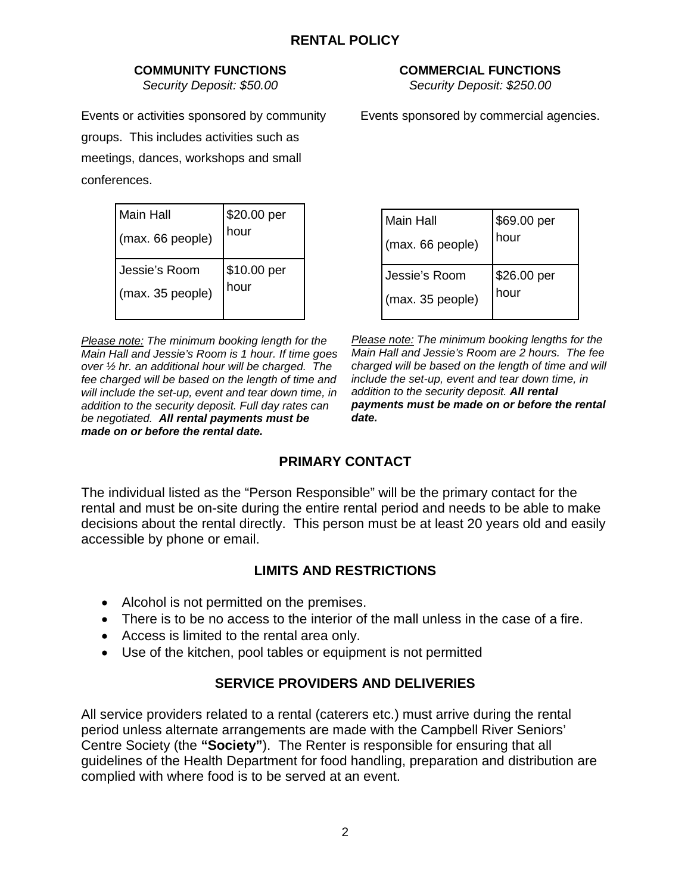# RENTAL POLICY

## COMMUNITY FUNCTIONS

*Security Deposit: $50.00*

Events or activities sponsored by community groups. This includes activities such as meetings, dances, workshops and small conferences.

| Main Hall (max. 66 people) | $20.00 per hour |
|---|---|
| Jessie's Room (max. 35 people) | $10.00 per hour |

*<u>Please note:</u> The minimum booking length for the Main Hall and Jessie's Room is 1 hour. If time goes over ½ hr. an additional hour will be charged. The fee charged will be based on the length of time and will include the set-up, event and tear down time, in addition to the security deposit. Full day rates can be negotiated.* ***All rental payments must be made on or before the rental date.***

## COMMERCIAL FUNCTIONS

*Security Deposit: $250.00*

Events sponsored by commercial agencies.

| Main Hall (max. 66 people) | $69.00 per hour |
|---|---|
| Jessie's Room (max. 35 people) | $26.00 per hour |

*<u>Please note:</u> The minimum booking lengths for the Main Hall and Jessie's Room are 2 hours. The fee charged will be based on the length of time and will include the set-up, event and tear down time, in addition to the security deposit.* ***All rental payments must be made on or before the rental date.***

## PRIMARY CONTACT

The individual listed as the "Person Responsible" will be the primary contact for the rental and must be on-site during the entire rental period and needs to be able to make decisions about the rental directly. This person must be at least 20 years old and easily accessible by phone or email.

## LIMITS AND RESTRICTIONS

- Alcohol is not permitted on the premises.
- There is to be no access to the interior of the mall unless in the case of a fire.
- Access is limited to the rental area only.
- Use of the kitchen, pool tables or equipment is not permitted

## SERVICE PROVIDERS AND DELIVERIES

All service providers related to a rental (caterers etc.) must arrive during the rental period unless alternate arrangements are made with the Campbell River Seniors' Centre Society (the **"Society"**). The Renter is responsible for ensuring that all guidelines of the Health Department for food handling, preparation and distribution are complied with where food is to be served at an event.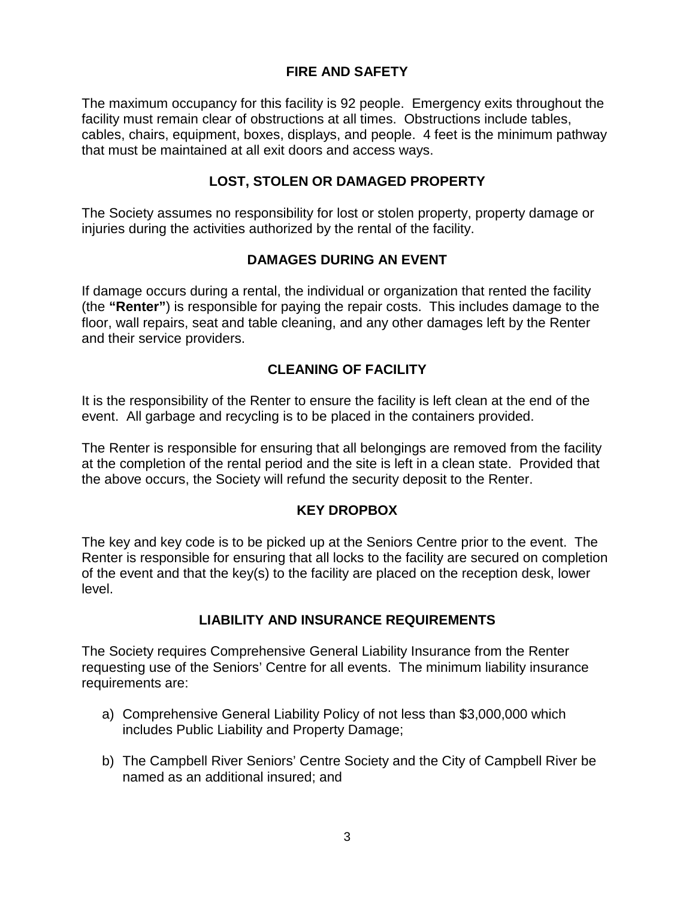## FIRE AND SAFETY

The maximum occupancy for this facility is 92 people. Emergency exits throughout the facility must remain clear of obstructions at all times. Obstructions include tables, cables, chairs, equipment, boxes, displays, and people. 4 feet is the minimum pathway that must be maintained at all exit doors and access ways.

## LOST, STOLEN OR DAMAGED PROPERTY

The Society assumes no responsibility for lost or stolen property, property damage or injuries during the activities authorized by the rental of the facility.

## DAMAGES DURING AN EVENT

If damage occurs during a rental, the individual or organization that rented the facility (the **"Renter"**) is responsible for paying the repair costs. This includes damage to the floor, wall repairs, seat and table cleaning, and any other damages left by the Renter and their service providers.

## CLEANING OF FACILITY

It is the responsibility of the Renter to ensure the facility is left clean at the end of the event. All garbage and recycling is to be placed in the containers provided.

The Renter is responsible for ensuring that all belongings are removed from the facility at the completion of the rental period and the site is left in a clean state. Provided that the above occurs, the Society will refund the security deposit to the Renter.

## KEY DROPBOX

The key and key code is to be picked up at the Seniors Centre prior to the event. The Renter is responsible for ensuring that all locks to the facility are secured on completion of the event and that the key(s) to the facility are placed on the reception desk, lower level.

## LIABILITY AND INSURANCE REQUIREMENTS

The Society requires Comprehensive General Liability Insurance from the Renter requesting use of the Seniors' Centre for all events. The minimum liability insurance requirements are:

a) Comprehensive General Liability Policy of not less than $3,000,000 which includes Public Liability and Property Damage;

b) The Campbell River Seniors' Centre Society and the City of Campbell River be named as an additional insured; and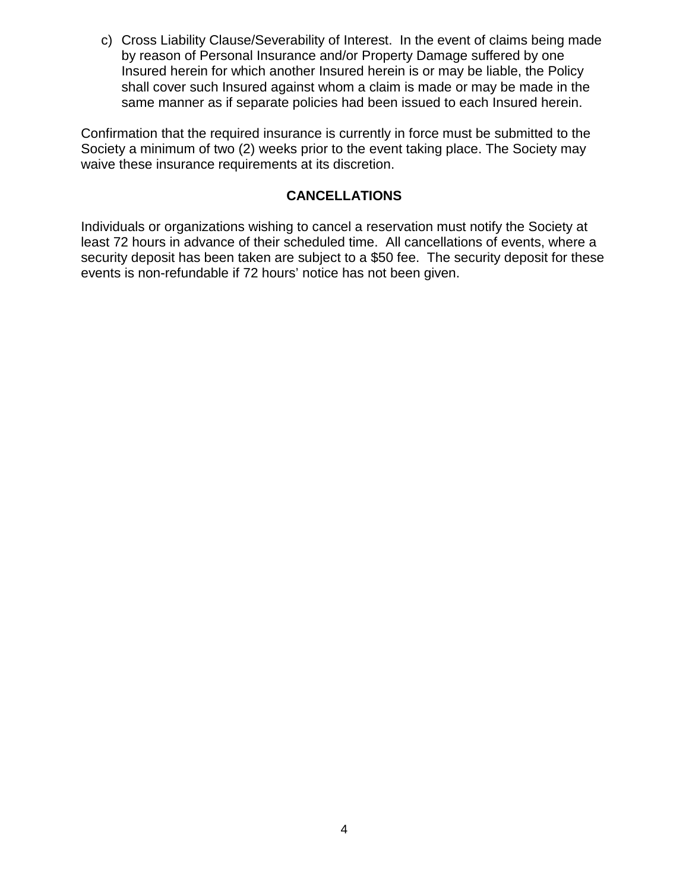c) Cross Liability Clause/Severability of Interest. In the event of claims being made by reason of Personal Insurance and/or Property Damage suffered by one Insured herein for which another Insured herein is or may be liable, the Policy shall cover such Insured against whom a claim is made or may be made in the same manner as if separate policies had been issued to each Insured herein.

Confirmation that the required insurance is currently in force must be submitted to the Society a minimum of two (2) weeks prior to the event taking place. The Society may waive these insurance requirements at its discretion.

## CANCELLATIONS

Individuals or organizations wishing to cancel a reservation must notify the Society at least 72 hours in advance of their scheduled time. All cancellations of events, where a security deposit has been taken are subject to a $50 fee. The security deposit for these events is non-refundable if 72 hours' notice has not been given.